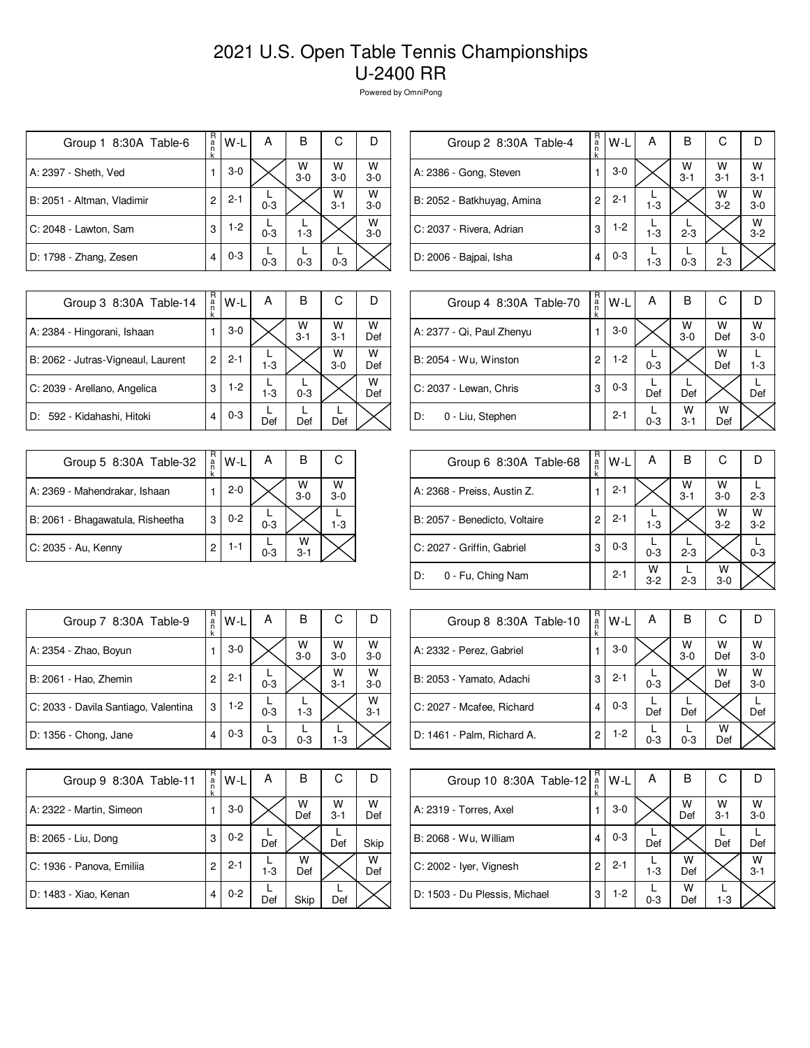# 2021 U.S. Open Table Tennis Championships
## U-2400 RR

Powered by OmniPong

| Group 1 8:30A Table-6 | Rank | W-L | A | B | C | D |
|---|---|---|---|---|---|---|
| A: 2397 - Sheth, Ved | 1 | 3-0 | | W 3-0 | W 3-0 | W 3-0 |
| B: 2051 - Altman, Vladimir | 2 | 2-1 | L 0-3 | | W 3-1 | W 3-0 |
| C: 2048 - Lawton, Sam | 3 | 1-2 | L 0-3 | L 1-3 | | W 3-0 |
| D: 1798 - Zhang, Zesen | 4 | 0-3 | L 0-3 | L 0-3 | L 0-3 | |

| Group 2 8:30A Table-4 | Rank | W-L | A | B | C | D |
|---|---|---|---|---|---|---|
| A: 2386 - Gong, Steven | 1 | 3-0 | | W 3-1 | W 3-1 | W 3-1 |
| B: 2052 - Batkhuyag, Amina | 2 | 2-1 | L 1-3 | | W 3-2 | W 3-0 |
| C: 2037 - Rivera, Adrian | 3 | 1-2 | L 1-3 | L 2-3 | | W 3-2 |
| D: 2006 - Bajpai, Isha | 4 | 0-3 | L 1-3 | L 0-3 | L 2-3 | |

| Group 3 8:30A Table-14 | Rank | W-L | A | B | C | D |
|---|---|---|---|---|---|---|
| A: 2384 - Hingorani, Ishaan | 1 | 3-0 | | W 3-1 | W 3-1 | W Def |
| B: 2062 - Jutras-Vigneaul, Laurent | 2 | 2-1 | L 1-3 | | W 3-0 | W Def |
| C: 2039 - Arellano, Angelica | 3 | 1-2 | L 1-3 | L 0-3 | | W Def |
| D: 592 - Kidahashi, Hitoki | 4 | 0-3 | L Def | L Def | L Def | |

| Group 4 8:30A Table-70 | Rank | W-L | A | B | C | D |
|---|---|---|---|---|---|---|
| A: 2377 - Qi, Paul Zhenyu | 1 | 3-0 | | W 3-0 | W Def | W 3-0 |
| B: 2054 - Wu, Winston | 2 | 1-2 | L 0-3 | | W Def | L 1-3 |
| C: 2037 - Lewan, Chris | 3 | 0-3 | L Def | L Def | | L Def |
| D: 0 - Liu, Stephen | | 2-1 | L 0-3 | W 3-1 | W Def | |

| Group 5 8:30A Table-32 | Rank | W-L | A | B | C |
|---|---|---|---|---|---|
| A: 2369 - Mahendrakar, Ishaan | 1 | 2-0 | | W 3-0 | W 3-0 |
| B: 2061 - Bhagawatula, Risheetha | 3 | 0-2 | L 0-3 | | L 1-3 |
| C: 2035 - Au, Kenny | 2 | 1-1 | L 0-3 | W 3-1 | |

| Group 6 8:30A Table-68 | Rank | W-L | A | B | C | D |
|---|---|---|---|---|---|---|
| A: 2368 - Preiss, Austin Z. | 1 | 2-1 | | W 3-1 | W 3-0 | L 2-3 |
| B: 2057 - Benedicto, Voltaire | 2 | 2-1 | L 1-3 | | W 3-2 | W 3-2 |
| C: 2027 - Griffin, Gabriel | 3 | 0-3 | L 0-3 | L 2-3 | | L 0-3 |
| D: 0 - Fu, Ching Nam | | 2-1 | W 3-2 | L 2-3 | W 3-0 | |

| Group 7 8:30A Table-9 | Rank | W-L | A | B | C | D |
|---|---|---|---|---|---|---|
| A: 2354 - Zhao, Boyun | 1 | 3-0 | | W 3-0 | W 3-0 | W 3-0 |
| B: 2061 - Hao, Zhemin | 2 | 2-1 | L 0-3 | | W 3-1 | W 3-0 |
| C: 2033 - Davila Santiago, Valentina | 3 | 1-2 | L 0-3 | L 1-3 | | W 3-1 |
| D: 1356 - Chong, Jane | 4 | 0-3 | L 0-3 | L 0-3 | L 1-3 | |

| Group 8 8:30A Table-10 | Rank | W-L | A | B | C | D |
|---|---|---|---|---|---|---|
| A: 2332 - Perez, Gabriel | 1 | 3-0 | | W 3-0 | W Def | W 3-0 |
| B: 2053 - Yamato, Adachi | 3 | 2-1 | L 0-3 | | W Def | W 3-0 |
| C: 2027 - Mcafee, Richard | 4 | 0-3 | L Def | L Def | | L Def |
| D: 1461 - Palm, Richard A. | 2 | 1-2 | L 0-3 | L 0-3 | W Def | |

| Group 9 8:30A Table-11 | Rank | W-L | A | B | C | D |
|---|---|---|---|---|---|---|
| A: 2322 - Martin, Simeon | 1 | 3-0 | | W Def | W 3-1 | W Def |
| B: 2065 - Liu, Dong | 3 | 0-2 | L Def | | L Def | Skip |
| C: 1936 - Panova, Emiliia | 2 | 2-1 | L 1-3 | W Def | | W Def |
| D: 1483 - Xiao, Kenan | 4 | 0-2 | L Def | Skip | L Def | |

| Group 10 8:30A Table-12 | Rank | W-L | A | B | C | D |
|---|---|---|---|---|---|---|
| A: 2319 - Torres, Axel | 1 | 3-0 | | W Def | W 3-1 | W 3-0 |
| B: 2068 - Wu, William | 4 | 0-3 | L Def | | L Def | L Def |
| C: 2002 - Iyer, Vignesh | 2 | 2-1 | L 1-3 | W Def | | W 3-1 |
| D: 1503 - Du Plessis, Michael | 3 | 1-2 | L 0-3 | W Def | L 1-3 | |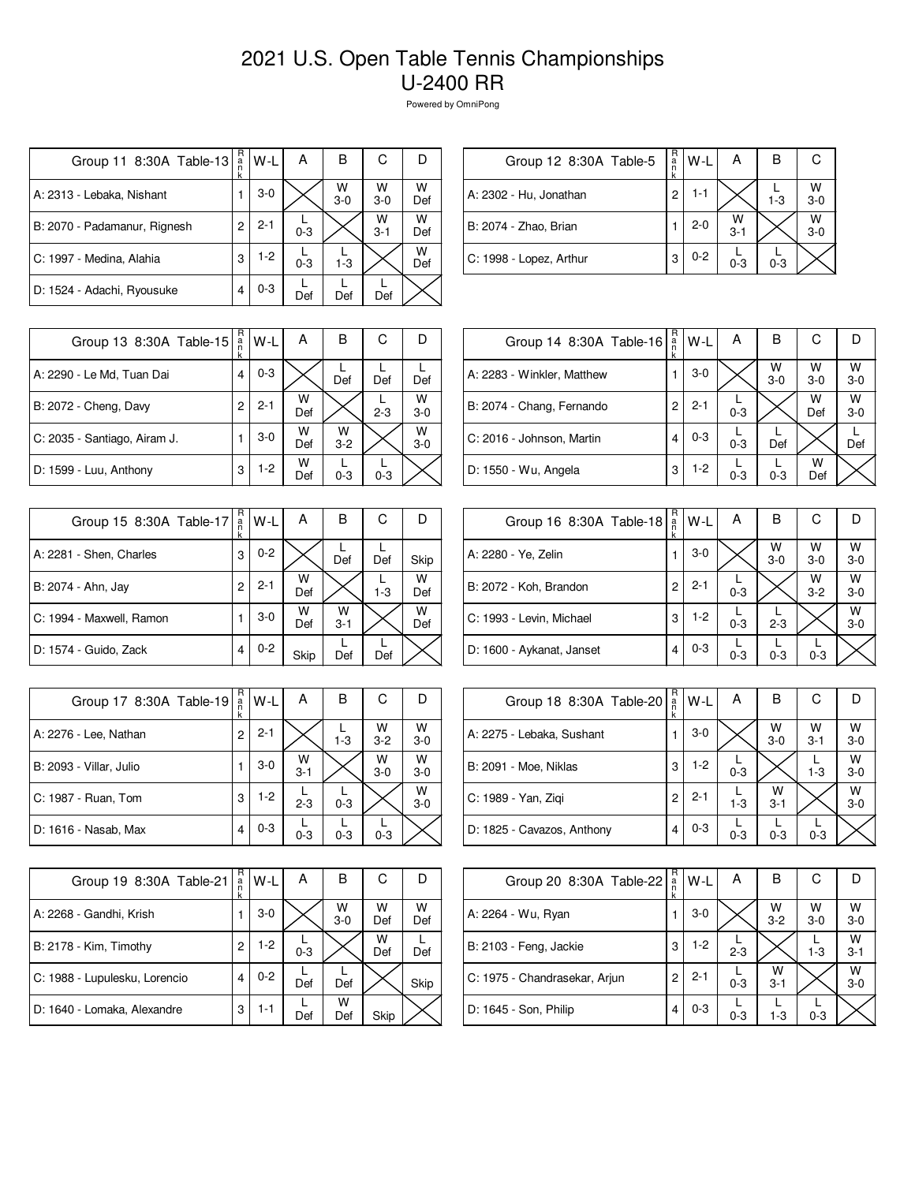# 2021 U.S. Open Table Tennis Championships
## U-2400 RR

Powered by OmniPong

| Group 11 8:30A Table-13 | Rank | W-L | A | B | C | D |
|---|---|---|---|---|---|---|
| A: 2313 - Lebaka, Nishant | 1 | 3-0 | | W 3-0 | W 3-0 | W Def |
| B: 2070 - Padamanur, Rignesh | 2 | 2-1 | L 0-3 | | W 3-1 | W Def |
| C: 1997 - Medina, Alahia | 3 | 1-2 | L 0-3 | L 1-3 | | W Def |
| D: 1524 - Adachi, Ryousuke | 4 | 0-3 | L Def | L Def | L Def | |

| Group 12 8:30A Table-5 | Rank | W-L | A | B | C |
|---|---|---|---|---|---|
| A: 2302 - Hu, Jonathan | 2 | 1-1 | | L 1-3 | W 3-0 |
| B: 2074 - Zhao, Brian | 1 | 2-0 | W 3-1 | | W 3-0 |
| C: 1998 - Lopez, Arthur | 3 | 0-2 | L 0-3 | L 0-3 | |

| Group 13 8:30A Table-15 | Rank | W-L | A | B | C | D |
|---|---|---|---|---|---|---|
| A: 2290 - Le Md, Tuan Dai | 4 | 0-3 | | L Def | L Def | L Def |
| B: 2072 - Cheng, Davy | 2 | 2-1 | W Def | | L 2-3 | W 3-0 |
| C: 2035 - Santiago, Airam J. | 1 | 3-0 | W Def | W 3-2 | | W 3-0 |
| D: 1599 - Luu, Anthony | 3 | 1-2 | W Def | L 0-3 | L 0-3 | |

| Group 14 8:30A Table-16 | Rank | W-L | A | B | C | D |
|---|---|---|---|---|---|---|
| A: 2283 - Winkler, Matthew | 1 | 3-0 | | W 3-0 | W 3-0 | W 3-0 |
| B: 2074 - Chang, Fernando | 2 | 2-1 | L 0-3 | | W Def | W 3-0 |
| C: 2016 - Johnson, Martin | 4 | 0-3 | L 0-3 | L Def | | L Def |
| D: 1550 - Wu, Angela | 3 | 1-2 | L 0-3 | L 0-3 | W Def | |

| Group 15 8:30A Table-17 | Rank | W-L | A | B | C | D |
|---|---|---|---|---|---|---|
| A: 2281 - Shen, Charles | 3 | 0-2 | | L Def | L Def | Skip |
| B: 2074 - Ahn, Jay | 2 | 2-1 | W Def | | L 1-3 | W Def |
| C: 1994 - Maxwell, Ramon | 1 | 3-0 | W Def | W 3-1 | | W Def |
| D: 1574 - Guido, Zack | 4 | 0-2 | Skip | L Def | L Def | |

| Group 16 8:30A Table-18 | Rank | W-L | A | B | C | D |
|---|---|---|---|---|---|---|
| A: 2280 - Ye, Zelin | 1 | 3-0 | | W 3-0 | W 3-0 | W 3-0 |
| B: 2072 - Koh, Brandon | 2 | 2-1 | L 0-3 | | W 3-2 | W 3-0 |
| C: 1993 - Levin, Michael | 3 | 1-2 | L 0-3 | L 2-3 | | W 3-0 |
| D: 1600 - Aykanat, Janset | 4 | 0-3 | L 0-3 | L 0-3 | L 0-3 | |

| Group 17 8:30A Table-19 | Rank | W-L | A | B | C | D |
|---|---|---|---|---|---|---|
| A: 2276 - Lee, Nathan | 2 | 2-1 | | L 1-3 | W 3-2 | W 3-0 |
| B: 2093 - Villar, Julio | 1 | 3-0 | W 3-1 | | W 3-0 | W 3-0 |
| C: 1987 - Ruan, Tom | 3 | 1-2 | L 2-3 | L 0-3 | | W 3-0 |
| D: 1616 - Nasab, Max | 4 | 0-3 | L 0-3 | L 0-3 | L 0-3 | |

| Group 18 8:30A Table-20 | Rank | W-L | A | B | C | D |
|---|---|---|---|---|---|---|
| A: 2275 - Lebaka, Sushant | 1 | 3-0 | | W 3-0 | W 3-1 | W 3-0 |
| B: 2091 - Moe, Niklas | 3 | 1-2 | L 0-3 | | L 1-3 | W 3-0 |
| C: 1989 - Yan, Ziqi | 2 | 2-1 | L 1-3 | W 3-1 | | W 3-0 |
| D: 1825 - Cavazos, Anthony | 4 | 0-3 | L 0-3 | L 0-3 | L 0-3 | |

| Group 19 8:30A Table-21 | Rank | W-L | A | B | C | D |
|---|---|---|---|---|---|---|
| A: 2268 - Gandhi, Krish | 1 | 3-0 | | W 3-0 | W Def | W Def |
| B: 2178 - Kim, Timothy | 2 | 1-2 | L 0-3 | | W Def | L Def |
| C: 1988 - Lupulesku, Lorencio | 4 | 0-2 | L Def | L Def | | Skip |
| D: 1640 - Lomaka, Alexandre | 3 | 1-1 | L Def | W Def | Skip | |

| Group 20 8:30A Table-22 | Rank | W-L | A | B | C | D |
|---|---|---|---|---|---|---|
| A: 2264 - Wu, Ryan | 1 | 3-0 | | W 3-2 | W 3-0 | W 3-0 |
| B: 2103 - Feng, Jackie | 3 | 1-2 | L 2-3 | | L 1-3 | W 3-1 |
| C: 1975 - Chandrasekar, Arjun | 2 | 2-1 | L 0-3 | W 3-1 | | W 3-0 |
| D: 1645 - Son, Philip | 4 | 0-3 | L 0-3 | L 1-3 | L 0-3 | |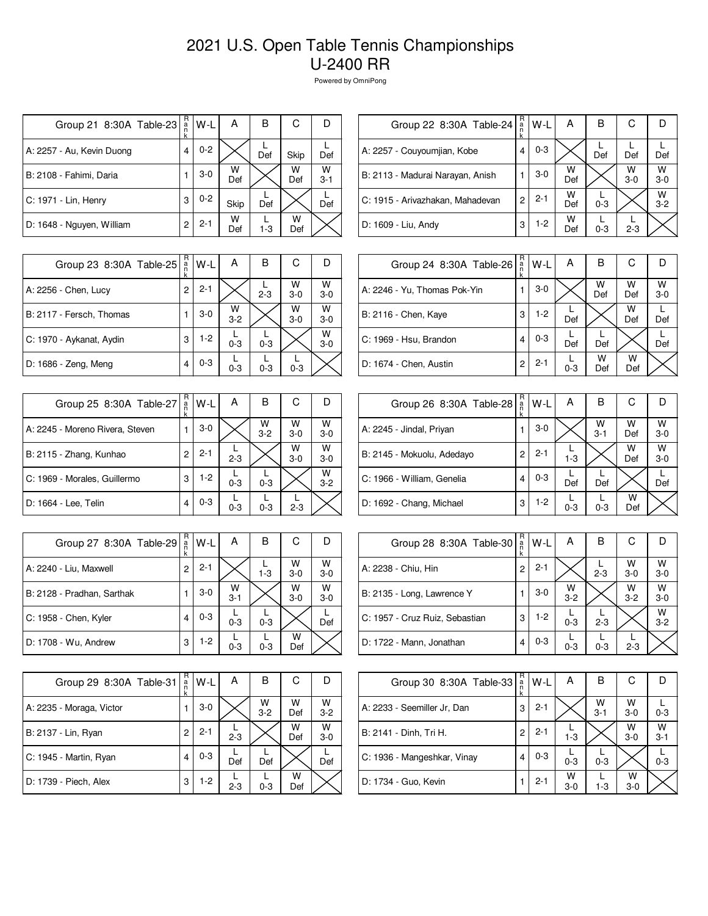# 2021 U.S. Open Table Tennis Championships
# U-2400 RR

Powered by OmniPong

| Group 21 8:30A Table-23 | Rank | W-L | A | B | C | D |
|---|---|---|---|---|---|---|
| A: 2257 - Au, Kevin Duong | 4 | 0-2 | | L Def | Skip | L Def |
| B: 2108 - Fahimi, Daria | 1 | 3-0 | W Def | | W Def | W 3-1 |
| C: 1971 - Lin, Henry | 3 | 0-2 | Skip | L Def | | L Def |
| D: 1648 - Nguyen, William | 2 | 2-1 | W Def | L 1-3 | W Def | |

| Group 22 8:30A Table-24 | Rank | W-L | A | B | C | D |
|---|---|---|---|---|---|---|
| A: 2257 - Couyoumjian, Kobe | 4 | 0-3 | | L Def | L Def | L Def |
| B: 2113 - Madurai Narayan, Anish | 1 | 3-0 | W Def | | W 3-0 | W 3-0 |
| C: 1915 - Arivazhakan, Mahadevan | 2 | 2-1 | W Def | L 0-3 | | W 3-2 |
| D: 1609 - Liu, Andy | 3 | 1-2 | W Def | L 0-3 | L 2-3 | |

| Group 23 8:30A Table-25 | Rank | W-L | A | B | C | D |
|---|---|---|---|---|---|---|
| A: 2256 - Chen, Lucy | 2 | 2-1 | | L 2-3 | W 3-0 | W 3-0 |
| B: 2117 - Fersch, Thomas | 1 | 3-0 | W 3-2 | | W 3-0 | W 3-0 |
| C: 1970 - Aykanat, Aydin | 3 | 1-2 | L 0-3 | L 0-3 | | W 3-0 |
| D: 1686 - Zeng, Meng | 4 | 0-3 | L 0-3 | L 0-3 | L 0-3 | |

| Group 24 8:30A Table-26 | Rank | W-L | A | B | C | D |
|---|---|---|---|---|---|---|
| A: 2246 - Yu, Thomas Pok-Yin | 1 | 3-0 | | W Def | W Def | W 3-0 |
| B: 2116 - Chen, Kaye | 3 | 1-2 | L Def | | W Def | L Def |
| C: 1969 - Hsu, Brandon | 4 | 0-3 | L Def | L Def | | L Def |
| D: 1674 - Chen, Austin | 2 | 2-1 | L 0-3 | W Def | W Def | |

| Group 25 8:30A Table-27 | Rank | W-L | A | B | C | D |
|---|---|---|---|---|---|---|
| A: 2245 - Moreno Rivera, Steven | 1 | 3-0 | | W 3-2 | W 3-0 | W 3-0 |
| B: 2115 - Zhang, Kunhao | 2 | 2-1 | L 2-3 | | W 3-0 | W 3-0 |
| C: 1969 - Morales, Guillermo | 3 | 1-2 | L 0-3 | L 0-3 | | W 3-2 |
| D: 1664 - Lee, Telin | 4 | 0-3 | L 0-3 | L 0-3 | L 2-3 | |

| Group 26 8:30A Table-28 | Rank | W-L | A | B | C | D |
|---|---|---|---|---|---|---|
| A: 2245 - Jindal, Priyan | 1 | 3-0 | | W 3-1 | W Def | W 3-0 |
| B: 2145 - Mokuolu, Adedayo | 2 | 2-1 | L 1-3 | | W Def | W 3-0 |
| C: 1966 - William, Genelia | 4 | 0-3 | L Def | L Def | | L Def |
| D: 1692 - Chang, Michael | 3 | 1-2 | L 0-3 | L 0-3 | W Def | |

| Group 27 8:30A Table-29 | Rank | W-L | A | B | C | D |
|---|---|---|---|---|---|---|
| A: 2240 - Liu, Maxwell | 2 | 2-1 | | L 1-3 | W 3-0 | W 3-0 |
| B: 2128 - Pradhan, Sarthak | 1 | 3-0 | W 3-1 | | W 3-0 | W 3-0 |
| C: 1958 - Chen, Kyler | 4 | 0-3 | L 0-3 | L 0-3 | | L Def |
| D: 1708 - Wu, Andrew | 3 | 1-2 | L 0-3 | L 0-3 | W Def | |

| Group 28 8:30A Table-30 | Rank | W-L | A | B | C | D |
|---|---|---|---|---|---|---|
| A: 2238 - Chiu, Hin | 2 | 2-1 | | L 2-3 | W 3-0 | W 3-0 |
| B: 2135 - Long, Lawrence Y | 1 | 3-0 | W 3-2 | | W 3-2 | W 3-0 |
| C: 1957 - Cruz Ruiz, Sebastian | 3 | 1-2 | L 0-3 | L 2-3 | | W 3-2 |
| D: 1722 - Mann, Jonathan | 4 | 0-3 | L 0-3 | L 0-3 | L 2-3 | |

| Group 29 8:30A Table-31 | Rank | W-L | A | B | C | D |
|---|---|---|---|---|---|---|
| A: 2235 - Moraga, Victor | 1 | 3-0 | | W 3-2 | W Def | W 3-2 |
| B: 2137 - Lin, Ryan | 2 | 2-1 | L 2-3 | | W Def | W 3-0 |
| C: 1945 - Martin, Ryan | 4 | 0-3 | L Def | L Def | | L Def |
| D: 1739 - Piech, Alex | 3 | 1-2 | L 2-3 | L 0-3 | W Def | |

| Group 30 8:30A Table-33 | Rank | W-L | A | B | C | D |
|---|---|---|---|---|---|---|
| A: 2233 - Seemiller Jr, Dan | 3 | 2-1 | | W 3-1 | W 3-0 | L 0-3 |
| B: 2141 - Dinh, Tri H. | 2 | 2-1 | L 1-3 | | W 3-0 | W 3-1 |
| C: 1936 - Mangeshkar, Vinay | 4 | 0-3 | L 0-3 | L 0-3 | | L 0-3 |
| D: 1734 - Guo, Kevin | 1 | 2-1 | W 3-0 | L 1-3 | W 3-0 | |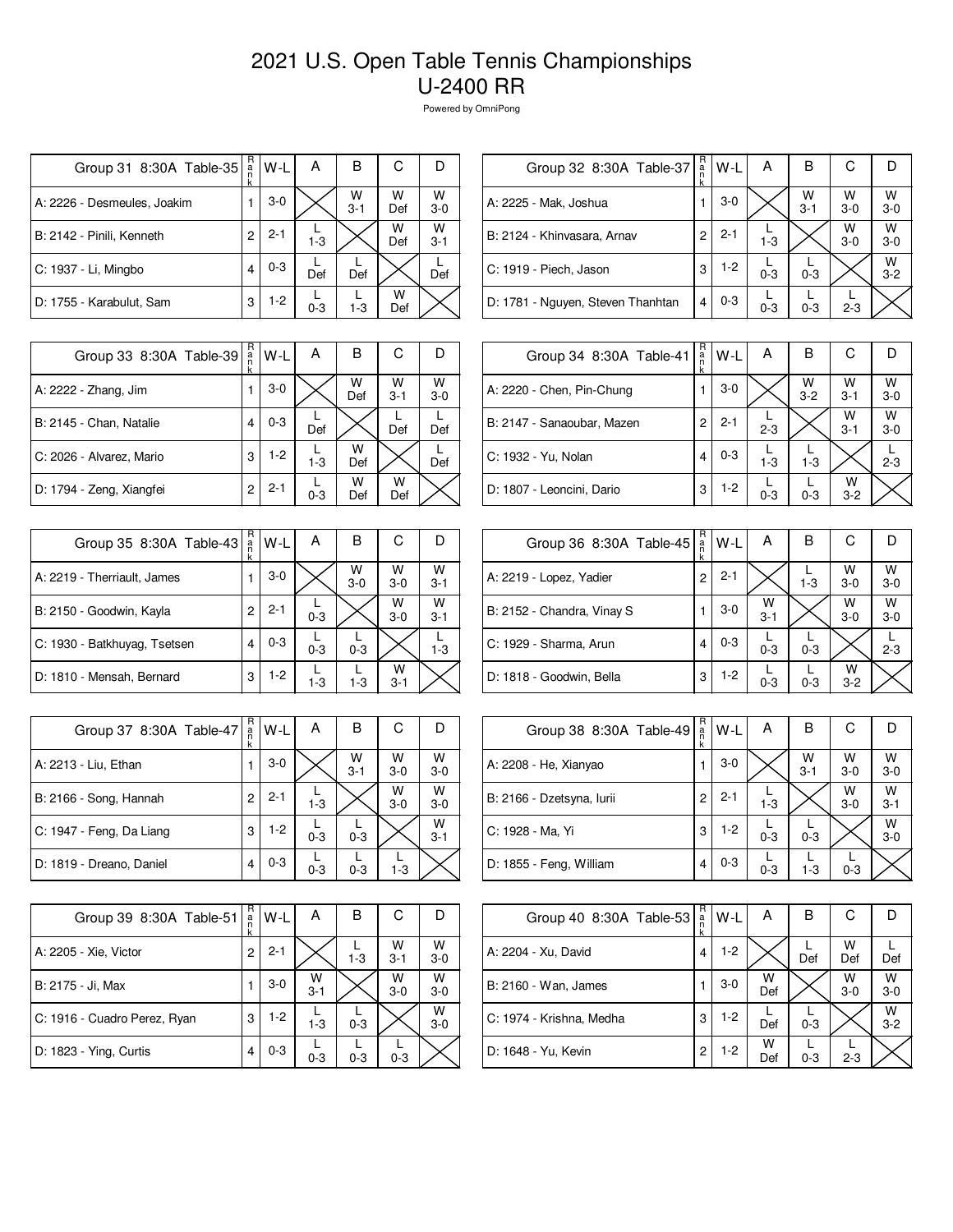# 2021 U.S. Open Table Tennis Championships
# U-2400 RR

Powered by OmniPong

| Group 31 8:30A Table-35 | Rank | W-L | A | B | C | D |
|---|---|---|---|---|---|---|
| A: 2226 - Desmeules, Joakim | 1 | 3-0 | | W 3-1 | W Def | W 3-0 |
| B: 2142 - Pinili, Kenneth | 2 | 2-1 | L 1-3 | | W Def | W 3-1 |
| C: 1937 - Li, Mingbo | 4 | 0-3 | L Def | L Def | | L Def |
| D: 1755 - Karabulut, Sam | 3 | 1-2 | L 0-3 | L 1-3 | W Def | |

| Group 32 8:30A Table-37 | Rank | W-L | A | B | C | D |
|---|---|---|---|---|---|---|
| A: 2225 - Mak, Joshua | 1 | 3-0 | | W 3-1 | W 3-0 | W 3-0 |
| B: 2124 - Khinvasara, Arnav | 2 | 2-1 | L 1-3 | | W 3-0 | W 3-0 |
| C: 1919 - Piech, Jason | 3 | 1-2 | L 0-3 | L 0-3 | | W 3-2 |
| D: 1781 - Nguyen, Steven Thanhtan | 4 | 0-3 | L 0-3 | L 0-3 | L 2-3 | |

| Group 33 8:30A Table-39 | Rank | W-L | A | B | C | D |
|---|---|---|---|---|---|---|
| A: 2222 - Zhang, Jim | 1 | 3-0 | | W Def | W 3-1 | W 3-0 |
| B: 2145 - Chan, Natalie | 4 | 0-3 | L Def | | L Def | L Def |
| C: 2026 - Alvarez, Mario | 3 | 1-2 | L 1-3 | W Def | | L Def |
| D: 1794 - Zeng, Xiangfei | 2 | 2-1 | L 0-3 | W Def | W Def | |

| Group 34 8:30A Table-41 | Rank | W-L | A | B | C | D |
|---|---|---|---|---|---|---|
| A: 2220 - Chen, Pin-Chung | 1 | 3-0 | | W 3-2 | W 3-1 | W 3-0 |
| B: 2147 - Sanaoubar, Mazen | 2 | 2-1 | L 2-3 | | W 3-1 | W 3-0 |
| C: 1932 - Yu, Nolan | 4 | 0-3 | L 1-3 | L 1-3 | | L 2-3 |
| D: 1807 - Leoncini, Dario | 3 | 1-2 | L 0-3 | L 0-3 | W 3-2 | |

| Group 35 8:30A Table-43 | Rank | W-L | A | B | C | D |
|---|---|---|---|---|---|---|
| A: 2219 - Therriault, James | 1 | 3-0 | | W 3-0 | W 3-0 | W 3-1 |
| B: 2150 - Goodwin, Kayla | 2 | 2-1 | L 0-3 | | W 3-0 | W 3-1 |
| C: 1930 - Batkhuyag, Tsetsen | 4 | 0-3 | L 0-3 | L 0-3 | | L 1-3 |
| D: 1810 - Mensah, Bernard | 3 | 1-2 | L 1-3 | L 1-3 | W 3-1 | |

| Group 36 8:30A Table-45 | Rank | W-L | A | B | C | D |
|---|---|---|---|---|---|---|
| A: 2219 - Lopez, Yadier | 2 | 2-1 | | L 1-3 | W 3-0 | W 3-0 |
| B: 2152 - Chandra, Vinay S | 1 | 3-0 | W 3-1 | | W 3-0 | W 3-0 |
| C: 1929 - Sharma, Arun | 4 | 0-3 | L 0-3 | L 0-3 | | L 2-3 |
| D: 1818 - Goodwin, Bella | 3 | 1-2 | L 0-3 | L 0-3 | W 3-2 | |

| Group 37 8:30A Table-47 | Rank | W-L | A | B | C | D |
|---|---|---|---|---|---|---|
| A: 2213 - Liu, Ethan | 1 | 3-0 | | W 3-1 | W 3-0 | W 3-0 |
| B: 2166 - Song, Hannah | 2 | 2-1 | L 1-3 | | W 3-0 | W 3-0 |
| C: 1947 - Feng, Da Liang | 3 | 1-2 | L 0-3 | L 0-3 | | W 3-1 |
| D: 1819 - Dreano, Daniel | 4 | 0-3 | L 0-3 | L 0-3 | L 1-3 | |

| Group 38 8:30A Table-49 | Rank | W-L | A | B | C | D |
|---|---|---|---|---|---|---|
| A: 2208 - He, Xianyao | 1 | 3-0 | | W 3-1 | W 3-0 | W 3-0 |
| B: 2166 - Dzetsyna, Iurii | 2 | 2-1 | L 1-3 | | W 3-0 | W 3-1 |
| C: 1928 - Ma, Yi | 3 | 1-2 | L 0-3 | L 0-3 | | W 3-0 |
| D: 1855 - Feng, William | 4 | 0-3 | L 0-3 | L 1-3 | L 0-3 | |

| Group 39 8:30A Table-51 | Rank | W-L | A | B | C | D |
|---|---|---|---|---|---|---|
| A: 2205 - Xie, Victor | 2 | 2-1 | | L 1-3 | W 3-1 | W 3-0 |
| B: 2175 - Ji, Max | 1 | 3-0 | W 3-1 | | W 3-0 | W 3-0 |
| C: 1916 - Cuadro Perez, Ryan | 3 | 1-2 | L 1-3 | L 0-3 | | W 3-0 |
| D: 1823 - Ying, Curtis | 4 | 0-3 | L 0-3 | L 0-3 | L 0-3 | |

| Group 40 8:30A Table-53 | Rank | W-L | A | B | C | D |
|---|---|---|---|---|---|---|
| A: 2204 - Xu, David | 4 | 1-2 | | L Def | W Def | L Def |
| B: 2160 - Wan, James | 1 | 3-0 | W Def | | W 3-0 | W 3-0 |
| C: 1974 - Krishna, Medha | 3 | 1-2 | L Def | L 0-3 | | W 3-2 |
| D: 1648 - Yu, Kevin | 2 | 1-2 | W Def | L 0-3 | L 2-3 | |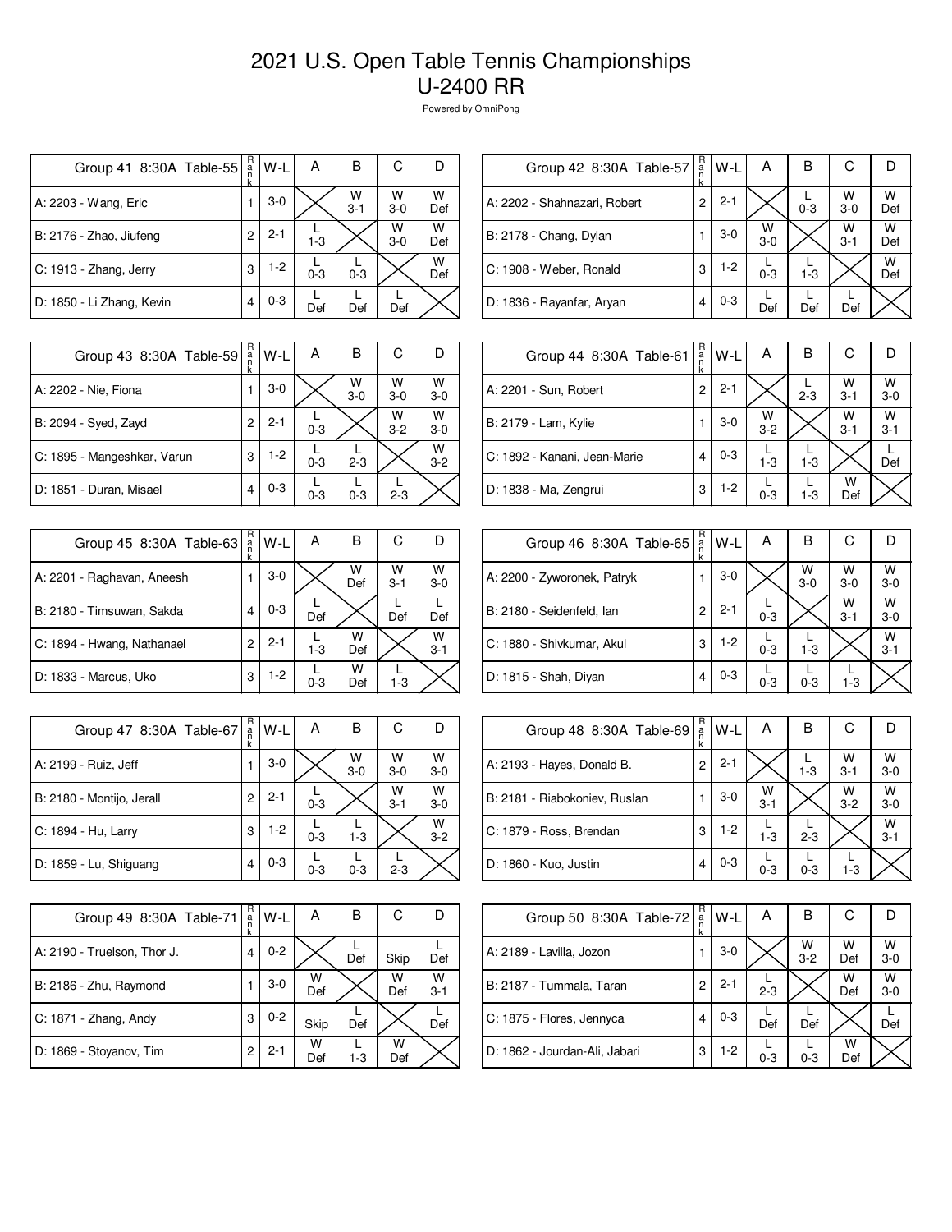# 2021 U.S. Open Table Tennis Championships
# U-2400 RR

Powered by OmniPong

| Group 41 8:30A Table-55 | Rank | W-L | A | B | C | D |
|---|---|---|---|---|---|---|
| A: 2203 - Wang, Eric | 1 | 3-0 | | W 3-1 | W 3-0 | W Def |
| B: 2176 - Zhao, Jiufeng | 2 | 2-1 | L 1-3 | | W 3-0 | W Def |
| C: 1913 - Zhang, Jerry | 3 | 1-2 | L 0-3 | L 0-3 | | W Def |
| D: 1850 - Li Zhang, Kevin | 4 | 0-3 | L Def | L Def | L Def | |

| Group 42 8:30A Table-57 | Rank | W-L | A | B | C | D |
|---|---|---|---|---|---|---|
| A: 2202 - Shahnazari, Robert | 2 | 2-1 | | L 0-3 | W 3-0 | W Def |
| B: 2178 - Chang, Dylan | 1 | 3-0 | W 3-0 | | W 3-1 | W Def |
| C: 1908 - Weber, Ronald | 3 | 1-2 | L 0-3 | L 1-3 | | W Def |
| D: 1836 - Rayanfar, Aryan | 4 | 0-3 | L Def | L Def | L Def | |

| Group 43 8:30A Table-59 | Rank | W-L | A | B | C | D |
|---|---|---|---|---|---|---|
| A: 2202 - Nie, Fiona | 1 | 3-0 | | W 3-0 | W 3-0 | W 3-0 |
| B: 2094 - Syed, Zayd | 2 | 2-1 | L 0-3 | | W 3-2 | W 3-0 |
| C: 1895 - Mangeshkar, Varun | 3 | 1-2 | L 0-3 | L 2-3 | | W 3-2 |
| D: 1851 - Duran, Misael | 4 | 0-3 | L 0-3 | L 0-3 | L 2-3 | |

| Group 44 8:30A Table-61 | Rank | W-L | A | B | C | D |
|---|---|---|---|---|---|---|
| A: 2201 - Sun, Robert | 2 | 2-1 | | L 2-3 | W 3-1 | W 3-0 |
| B: 2179 - Lam, Kylie | 1 | 3-0 | W 3-2 | | W 3-1 | W 3-1 |
| C: 1892 - Kanani, Jean-Marie | 4 | 0-3 | L 1-3 | L 1-3 | | L Def |
| D: 1838 - Ma, Zengrui | 3 | 1-2 | L 0-3 | L 1-3 | W Def | |

| Group 45 8:30A Table-63 | Rank | W-L | A | B | C | D |
|---|---|---|---|---|---|---|
| A: 2201 - Raghavan, Aneesh | 1 | 3-0 | | W Def | W 3-1 | W 3-0 |
| B: 2180 - Timsuwan, Sakda | 4 | 0-3 | L Def | | L Def | L Def |
| C: 1894 - Hwang, Nathanael | 2 | 2-1 | L 1-3 | W Def | | W 3-1 |
| D: 1833 - Marcus, Uko | 3 | 1-2 | L 0-3 | W Def | L 1-3 | |

| Group 46 8:30A Table-65 | Rank | W-L | A | B | C | D |
|---|---|---|---|---|---|---|
| A: 2200 - Zyworonek, Patryk | 1 | 3-0 | | W 3-0 | W 3-0 | W 3-0 |
| B: 2180 - Seidenfeld, Ian | 2 | 2-1 | L 0-3 | | W 3-1 | W 3-0 |
| C: 1880 - Shivkumar, Akul | 3 | 1-2 | L 0-3 | L 1-3 | | W 3-1 |
| D: 1815 - Shah, Diyan | 4 | 0-3 | L 0-3 | L 0-3 | L 1-3 | |

| Group 47 8:30A Table-67 | Rank | W-L | A | B | C | D |
|---|---|---|---|---|---|---|
| A: 2199 - Ruiz, Jeff | 1 | 3-0 | | W 3-0 | W 3-0 | W 3-0 |
| B: 2180 - Montijo, Jerall | 2 | 2-1 | L 0-3 | | W 3-1 | W 3-0 |
| C: 1894 - Hu, Larry | 3 | 1-2 | L 0-3 | L 1-3 | | W 3-2 |
| D: 1859 - Lu, Shiguang | 4 | 0-3 | L 0-3 | L 0-3 | L 2-3 | |

| Group 48 8:30A Table-69 | Rank | W-L | A | B | C | D |
|---|---|---|---|---|---|---|
| A: 2193 - Hayes, Donald B. | 2 | 2-1 | | L 1-3 | W 3-1 | W 3-0 |
| B: 2181 - Riabokoniev, Ruslan | 1 | 3-0 | W 3-1 | | W 3-2 | W 3-0 |
| C: 1879 - Ross, Brendan | 3 | 1-2 | L 1-3 | L 2-3 | | W 3-1 |
| D: 1860 - Kuo, Justin | 4 | 0-3 | L 0-3 | L 0-3 | L 1-3 | |

| Group 49 8:30A Table-71 | Rank | W-L | A | B | C | D |
|---|---|---|---|---|---|---|
| A: 2190 - Truelson, Thor J. | 4 | 0-2 | | L Def | Skip | L Def |
| B: 2186 - Zhu, Raymond | 1 | 3-0 | W Def | | W Def | W 3-1 |
| C: 1871 - Zhang, Andy | 3 | 0-2 | Skip | L Def | | L Def |
| D: 1869 - Stoyanov, Tim | 2 | 2-1 | W Def | L 1-3 | W Def | |

| Group 50 8:30A Table-72 | Rank | W-L | A | B | C | D |
|---|---|---|---|---|---|---|
| A: 2189 - Lavilla, Jozon | 1 | 3-0 | | W 3-2 | W Def | W 3-0 |
| B: 2187 - Tummala, Taran | 2 | 2-1 | L 2-3 | | W Def | W 3-0 |
| C: 1875 - Flores, Jennyca | 4 | 0-3 | L Def | L Def | | L Def |
| D: 1862 - Jourdan-Ali, Jabari | 3 | 1-2 | L 0-3 | L 0-3 | W Def | |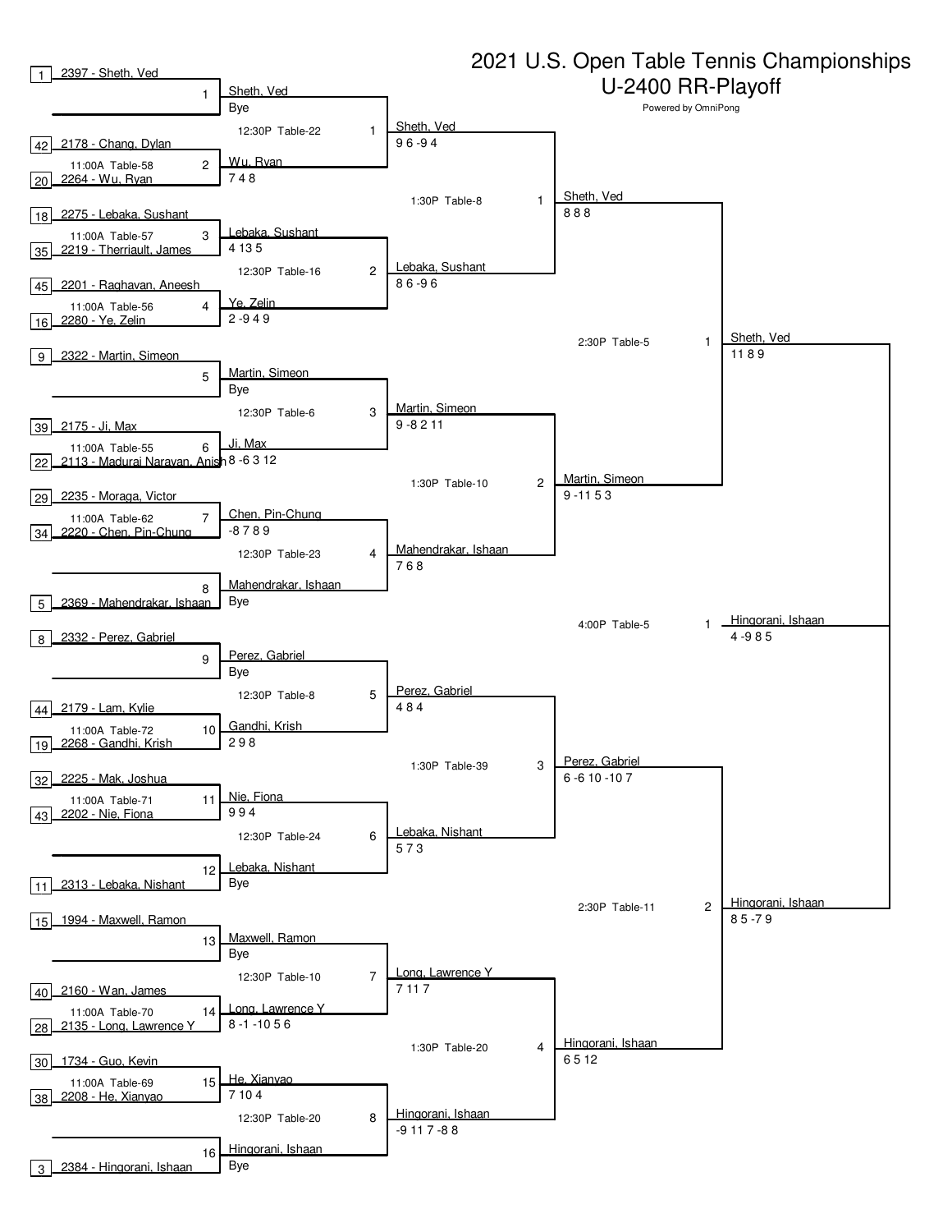# 2021 U.S. Open Table Tennis Championships

## U-2400 RR-Playoff

Powered by OmniPong

### Seeding / First Round

| Seed | Player | Match | Time / Table | Winner | Score |
|---|---|---|---|---|---|
| 1 | 2397 - Sheth, Ved | 1 | | Sheth, Ved | Bye |
| 42 | 2178 - Chang, Dylan | 2 | 11:00A Table-58 | Wu, Ryan | 7 4 8 |
| 20 | 2264 - Wu, Ryan | | | | |
| 18 | 2275 - Lebaka, Sushant | 3 | 11:00A Table-57 | Lebaka, Sushant | 4 13 5 |
| 35 | 2219 - Therriault, James | | | | |
| 45 | 2201 - Raghavan, Aneesh | 4 | 11:00A Table-56 | Ye, Zelin | 2 -9 4 9 |
| 16 | 2280 - Ye, Zelin | | | | |
| 9 | 2322 - Martin, Simeon | 5 | | Martin, Simeon | Bye |
| 39 | 2175 - Ji, Max | 6 | 11:00A Table-55 | Ji, Max | 8 -6 3 12 |
| 22 | 2113 - Madurai Narayan, Anish | | | | |
| 29 | 2235 - Moraga, Victor | 7 | 11:00A Table-62 | Chen, Pin-Chung | -8 7 8 9 |
| 34 | 2220 - Chen, Pin-Chung | | | | |
| 5 | 2369 - Mahendrakar, Ishaan | 8 | | Mahendrakar, Ishaan | Bye |
| 8 | 2332 - Perez, Gabriel | 9 | | Perez, Gabriel | Bye |
| 44 | 2179 - Lam, Kylie | 10 | 11:00A Table-72 | Gandhi, Krish | 2 9 8 |
| 19 | 2268 - Gandhi, Krish | | | | |
| 32 | 2225 - Mak, Joshua | 11 | 11:00A Table-71 | Nie, Fiona | 9 9 4 |
| 43 | 2202 - Nie, Fiona | | | | |
| 11 | 2313 - Lebaka, Nishant | 12 | | Lebaka, Nishant | Bye |
| 15 | 1994 - Maxwell, Ramon | 13 | | Maxwell, Ramon | Bye |
| 40 | 2160 - Wan, James | 14 | 11:00A Table-70 | Long, Lawrence Y | 8 -1 -10 5 6 |
| 28 | 2135 - Long, Lawrence Y | | | | |
| 30 | 1734 - Guo, Kevin | 15 | 11:00A Table-69 | He, Xianyao | 7 10 4 |
| 38 | 2208 - He, Xianyao | | | | |
| 3 | 2384 - Hingorani, Ishaan | 16 | | Hingorani, Ishaan | Bye |

### Second Round

| Match | Time / Table | Winner | Score |
|---|---|---|---|
| 1 | 12:30P Table-22 | Sheth, Ved | 9 6 -9 4 |
| 2 | 12:30P Table-16 | Lebaka, Sushant | 8 6 -9 6 |
| 3 | 12:30P Table-6 | Martin, Simeon | 9 -8 2 11 |
| 4 | 12:30P Table-23 | Mahendrakar, Ishaan | 7 6 8 |
| 5 | 12:30P Table-8 | Perez, Gabriel | 4 8 4 |
| 6 | 12:30P Table-24 | Lebaka, Nishant | 5 7 3 |
| 7 | 12:30P Table-10 | Long, Lawrence Y | 7 11 7 |
| 8 | 12:30P Table-20 | Hingorani, Ishaan | -9 11 7 -8 8 |

### Quarterfinals

| Match | Time / Table | Winner | Score |
|---|---|---|---|
| 1 | 1:30P Table-8 | Sheth, Ved | 8 8 8 |
| 2 | 1:30P Table-10 | Martin, Simeon | 9 -11 5 3 |
| 3 | 1:30P Table-39 | Perez, Gabriel | 6 -6 10 -10 7 |
| 4 | 1:30P Table-20 | Hingorani, Ishaan | 6 5 12 |

### Semifinals

| Match | Time / Table | Winner | Score |
|---|---|---|---|
| 1 | 2:30P Table-5 | Sheth, Ved | 11 8 9 |
| 2 | 2:30P Table-11 | Hingorani, Ishaan | 8 5 -7 9 |

### Final

| Match | Time / Table | Winner | Score |
|---|---|---|---|
| 1 | 4:00P Table-5 | Hingorani, Ishaan | 4 -9 8 5 |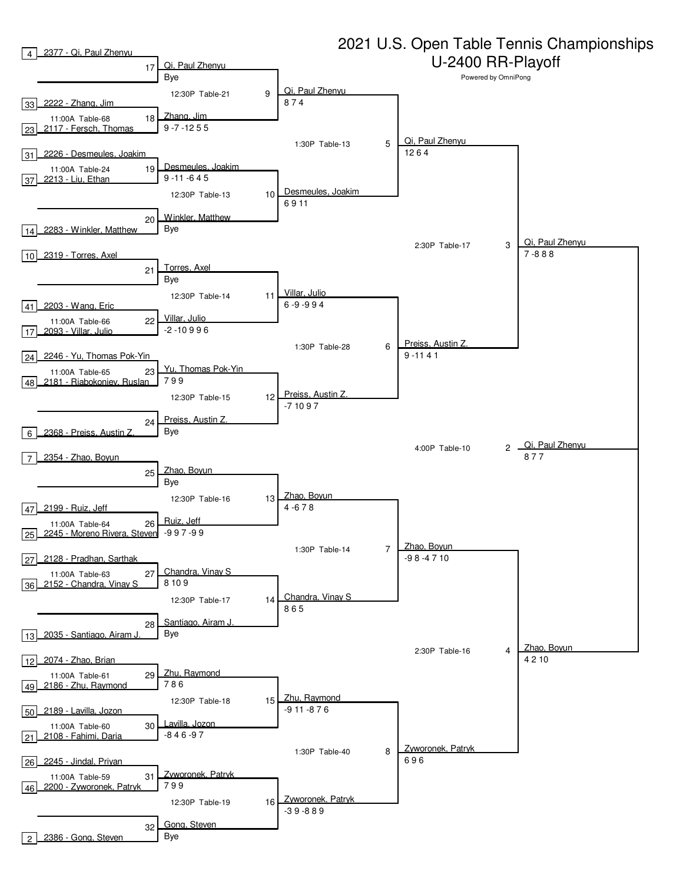# 2021 U.S. Open Table Tennis Championships
## U-2400 RR-Playoff

Powered by OmniPong

### First Round (11:00A)

| Match | Seed | Player 1 | Seed | Player 2 | Time / Table | Winner | Score |
|---|---|---|---|---|---|---|---|
| 17 | 4 | 2377 - Qi, Paul Zhenyu | | | | Qi, Paul Zhenyu | Bye |
| 18 | 33 | 2222 - Zhang, Jim | 23 | 2117 - Fersch, Thomas | 11:00A Table-68 | Zhang, Jim | 9 -7 -12 5 5 |
| 19 | 31 | 2226 - Desmeules, Joakim | 37 | 2213 - Liu, Ethan | 11:00A Table-24 | Desmeules, Joakim | 9 -11 -6 4 5 |
| 20 | | | 14 | 2283 - Winkler, Matthew | | Winkler, Matthew | Bye |
| 21 | 10 | 2319 - Torres, Axel | | | | Torres, Axel | Bye |
| 22 | 41 | 2203 - Wang, Eric | 17 | 2093 - Villar, Julio | 11:00A Table-66 | Villar, Julio | -2 -10 9 9 6 |
| 23 | 24 | 2246 - Yu, Thomas Pok-Yin | 48 | 2181 - Riabokoniev, Ruslan | 11:00A Table-65 | Yu, Thomas Pok-Yin | 7 9 9 |
| 24 | | | 6 | 2368 - Preiss, Austin Z. | | Preiss, Austin Z. | Bye |
| 25 | 7 | 2354 - Zhao, Boyun | | | | Zhao, Boyun | Bye |
| 26 | 47 | 2199 - Ruiz, Jeff | 25 | 2245 - Moreno Rivera, Steven | 11:00A Table-64 | Ruiz, Jeff | -9 9 7 -9 9 |
| 27 | 27 | 2128 - Pradhan, Sarthak | 36 | 2152 - Chandra, Vinay S | 11:00A Table-63 | Chandra, Vinay S | 8 10 9 |
| 28 | | | 13 | 2035 - Santiago, Airam J. | | Santiago, Airam J. | Bye |
| 29 | 12 | 2074 - Zhao, Brian | 49 | 2186 - Zhu, Raymond | 11:00A Table-61 | Zhu, Raymond | 7 8 6 |
| 30 | 50 | 2189 - Lavilla, Jozon | 21 | 2108 - Fahimi, Daria | 11:00A Table-60 | Lavilla, Jozon | -8 4 6 -9 7 |
| 31 | 26 | 2245 - Jindal, Priyan | 46 | 2200 - Zyworonek, Patryk | 11:00A Table-59 | Zyworonek, Patryk | 7 9 9 |
| 32 | | | 2 | 2386 - Gong, Steven | | Gong, Steven | Bye |

### Second Round (12:30P)

| Match | Time / Table | Winner | Score |
|---|---|---|---|
| 9 | 12:30P Table-21 | Qi, Paul Zhenyu | 8 7 4 |
| 10 | 12:30P Table-13 | Desmeules, Joakim | 6 9 11 |
| 11 | 12:30P Table-14 | Villar, Julio | 6 -9 -9 9 4 |
| 12 | 12:30P Table-15 | Preiss, Austin Z. | -7 10 9 7 |
| 13 | 12:30P Table-16 | Zhao, Boyun | 4 -6 7 8 |
| 14 | 12:30P Table-17 | Chandra, Vinay S | 8 6 5 |
| 15 | 12:30P Table-18 | Zhu, Raymond | -9 11 -8 7 6 |
| 16 | 12:30P Table-19 | Zyworonek, Patryk | -3 9 -8 8 9 |

### Quarterfinals (1:30P)

| Match | Time / Table | Winner | Score |
|---|---|---|---|
| 5 | 1:30P Table-13 | Qi, Paul Zhenyu | 12 6 4 |
| 6 | 1:30P Table-28 | Preiss, Austin Z. | 9 -11 4 1 |
| 7 | 1:30P Table-14 | Zhao, Boyun | -9 8 -4 7 10 |
| 8 | 1:30P Table-40 | Zyworonek, Patryk | 6 9 6 |

### Semifinals (2:30P)

| Match | Time / Table | Winner | Score |
|---|---|---|---|
| 3 | 2:30P Table-17 | Qi, Paul Zhenyu | 7 -8 8 8 |
| 4 | 2:30P Table-16 | Zhao, Boyun | 4 2 10 |

### Final (4:00P)

| Match | Time / Table | Winner | Score |
|---|---|---|---|
| 2 | 4:00P Table-10 | Qi, Paul Zhenyu | 8 7 7 |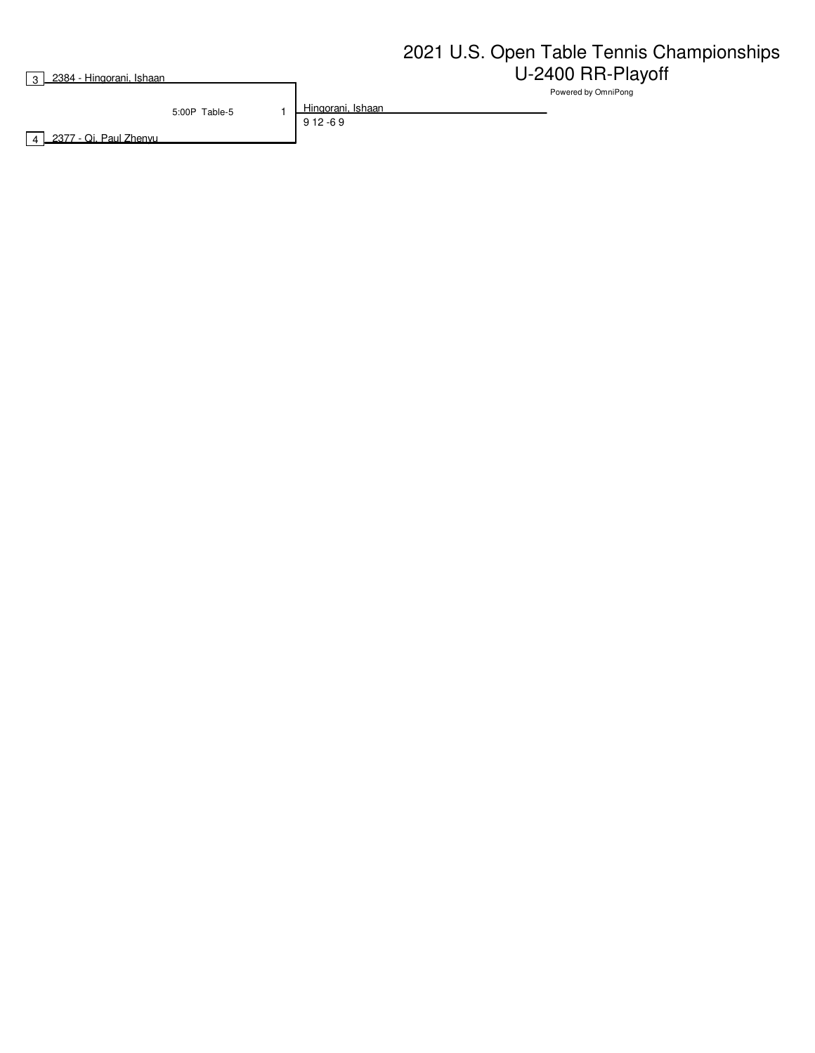# 2021 U.S. Open Table Tennis Championships

## U-2400 RR-Playoff

Powered by OmniPong

3 2384 - Hingorani, Ishaan

5:00P Table-5 1

Hingorani, Ishaan

9 12 -6 9

4 2377 - Qi, Paul Zhenyu